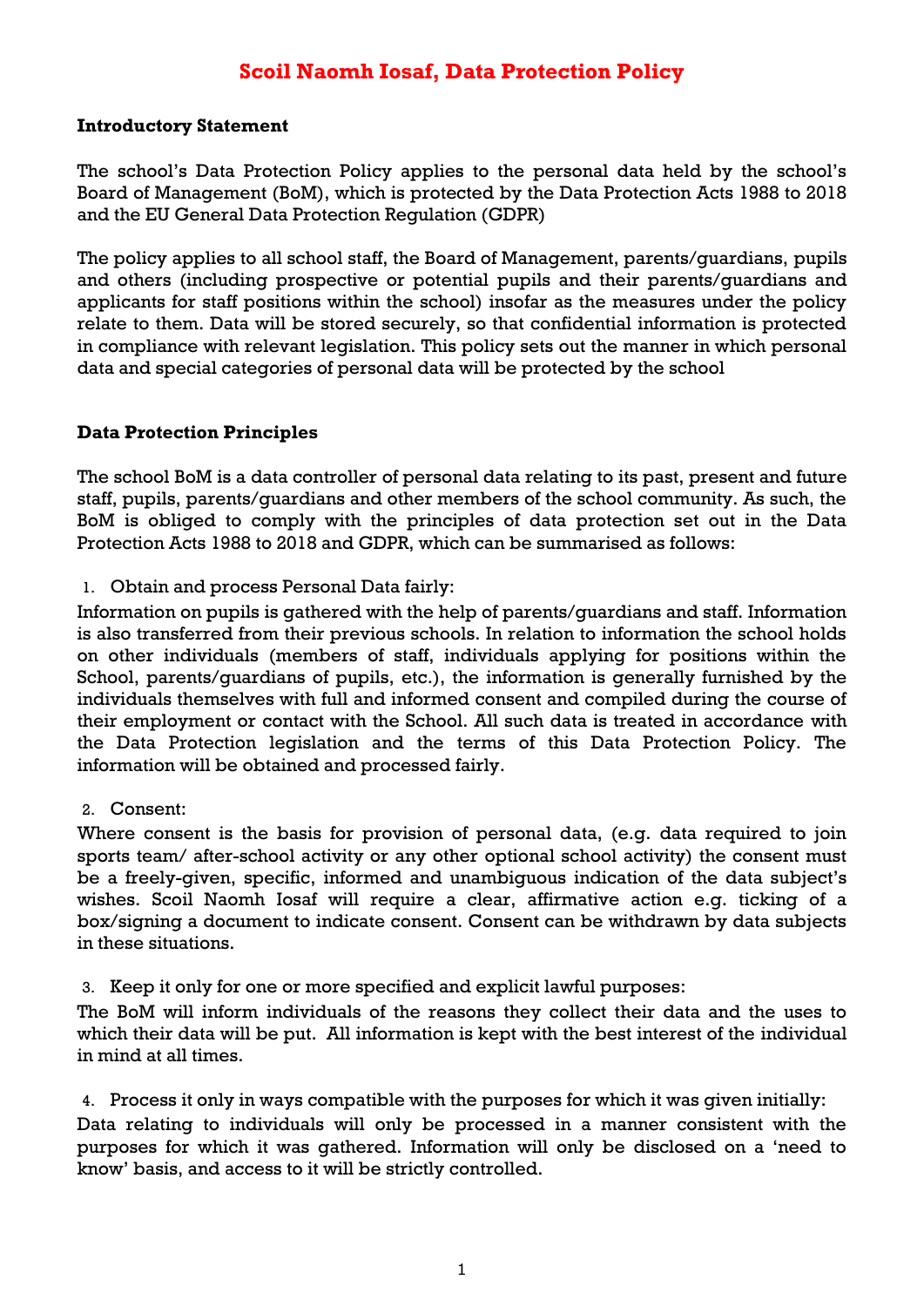# Scoil Naomh Iosaf, Data Protection Policy

**Introductory Statement**

The school's Data Protection Policy applies to the personal data held by the school's Board of Management (BoM), which is protected by the Data Protection Acts 1988 to 2018 and the EU General Data Protection Regulation (GDPR)

The policy applies to all school staff, the Board of Management, parents/guardians, pupils and others (including prospective or potential pupils and their parents/guardians and applicants for staff positions within the school) insofar as the measures under the policy relate to them. Data will be stored securely, so that confidential information is protected in compliance with relevant legislation. This policy sets out the manner in which personal data and special categories of personal data will be protected by the school

**Data Protection Principles**

The school BoM is a data controller of personal data relating to its past, present and future staff, pupils, parents/guardians and other members of the school community. As such, the BoM is obliged to comply with the principles of data protection set out in the Data Protection Acts 1988 to 2018 and GDPR, which can be summarised as follows:

1. Obtain and process Personal Data fairly:

Information on pupils is gathered with the help of parents/guardians and staff. Information is also transferred from their previous schools. In relation to information the school holds on other individuals (members of staff, individuals applying for positions within the School, parents/guardians of pupils, etc.), the information is generally furnished by the individuals themselves with full and informed consent and compiled during the course of their employment or contact with the School. All such data is treated in accordance with the Data Protection legislation and the terms of this Data Protection Policy. The information will be obtained and processed fairly.

2. Consent:

Where consent is the basis for provision of personal data, (e.g. data required to join sports team/ after-school activity or any other optional school activity) the consent must be a freely-given, specific, informed and unambiguous indication of the data subject's wishes. Scoil Naomh Iosaf will require a clear, affirmative action e.g. ticking of a box/signing a document to indicate consent. Consent can be withdrawn by data subjects in these situations.

3. Keep it only for one or more specified and explicit lawful purposes:

The BoM will inform individuals of the reasons they collect their data and the uses to which their data will be put. All information is kept with the best interest of the individual in mind at all times.

4. Process it only in ways compatible with the purposes for which it was given initially:

Data relating to individuals will only be processed in a manner consistent with the purposes for which it was gathered. Information will only be disclosed on a 'need to know' basis, and access to it will be strictly controlled.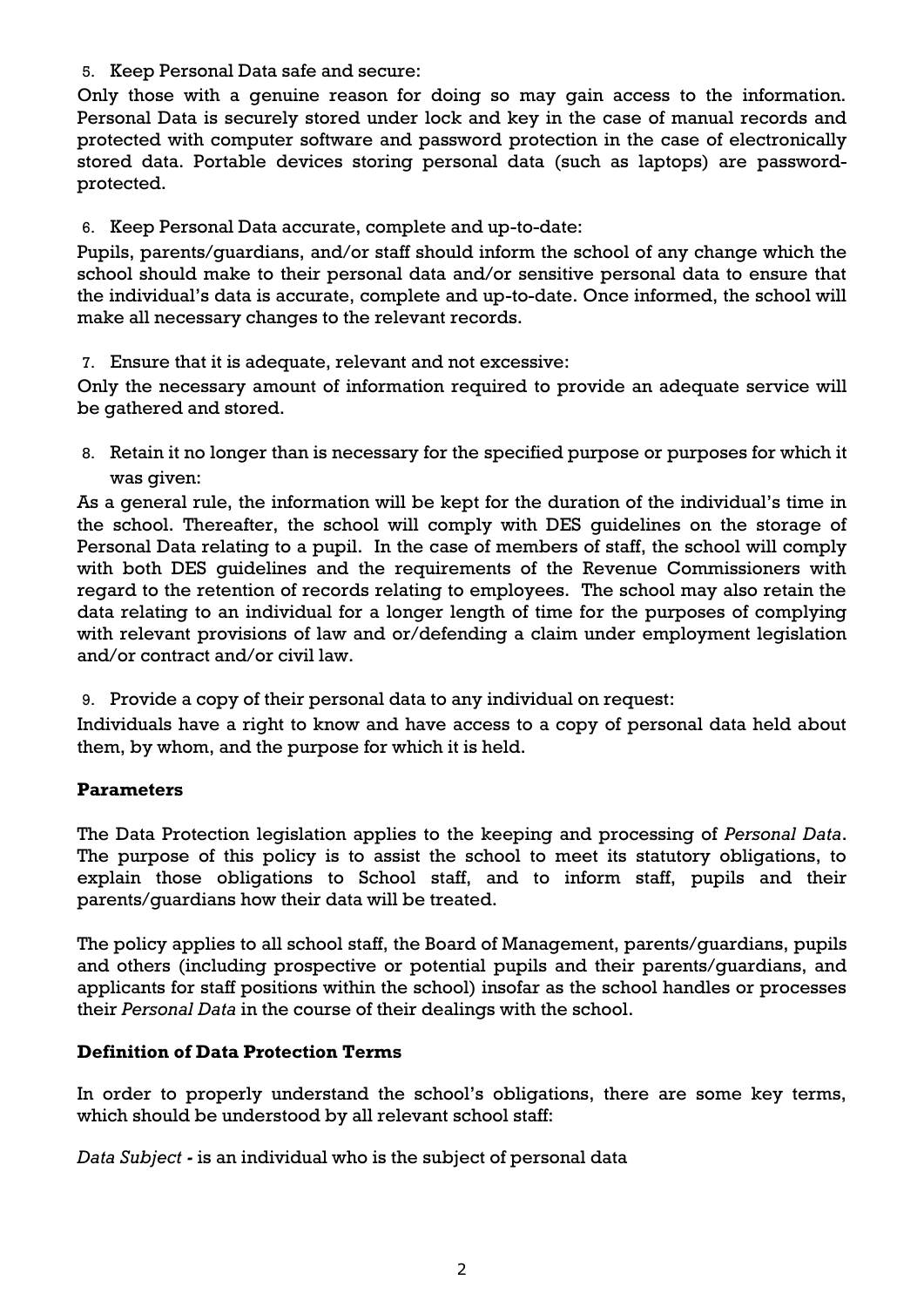5. Keep Personal Data safe and secure:

Only those with a genuine reason for doing so may gain access to the information. Personal Data is securely stored under lock and key in the case of manual records and protected with computer software and password protection in the case of electronically stored data. Portable devices storing personal data (such as laptops) are password-protected.

6. Keep Personal Data accurate, complete and up-to-date:

Pupils, parents/guardians, and/or staff should inform the school of any change which the school should make to their personal data and/or sensitive personal data to ensure that the individual's data is accurate, complete and up-to-date. Once informed, the school will make all necessary changes to the relevant records.

7. Ensure that it is adequate, relevant and not excessive:

Only the necessary amount of information required to provide an adequate service will be gathered and stored.

8. Retain it no longer than is necessary for the specified purpose or purposes for which it was given:

As a general rule, the information will be kept for the duration of the individual's time in the school. Thereafter, the school will comply with DES guidelines on the storage of Personal Data relating to a pupil. In the case of members of staff, the school will comply with both DES guidelines and the requirements of the Revenue Commissioners with regard to the retention of records relating to employees. The school may also retain the data relating to an individual for a longer length of time for the purposes of complying with relevant provisions of law and or/defending a claim under employment legislation and/or contract and/or civil law.

9. Provide a copy of their personal data to any individual on request:

Individuals have a right to know and have access to a copy of personal data held about them, by whom, and the purpose for which it is held.

**Parameters**

The Data Protection legislation applies to the keeping and processing of *Personal Data*. The purpose of this policy is to assist the school to meet its statutory obligations, to explain those obligations to School staff, and to inform staff, pupils and their parents/guardians how their data will be treated.

The policy applies to all school staff, the Board of Management, parents/guardians, pupils and others (including prospective or potential pupils and their parents/guardians, and applicants for staff positions within the school) insofar as the school handles or processes their *Personal Data* in the course of their dealings with the school.

**Definition of Data Protection Terms**

In order to properly understand the school's obligations, there are some key terms, which should be understood by all relevant school staff:

*Data Subject* - is an individual who is the subject of personal data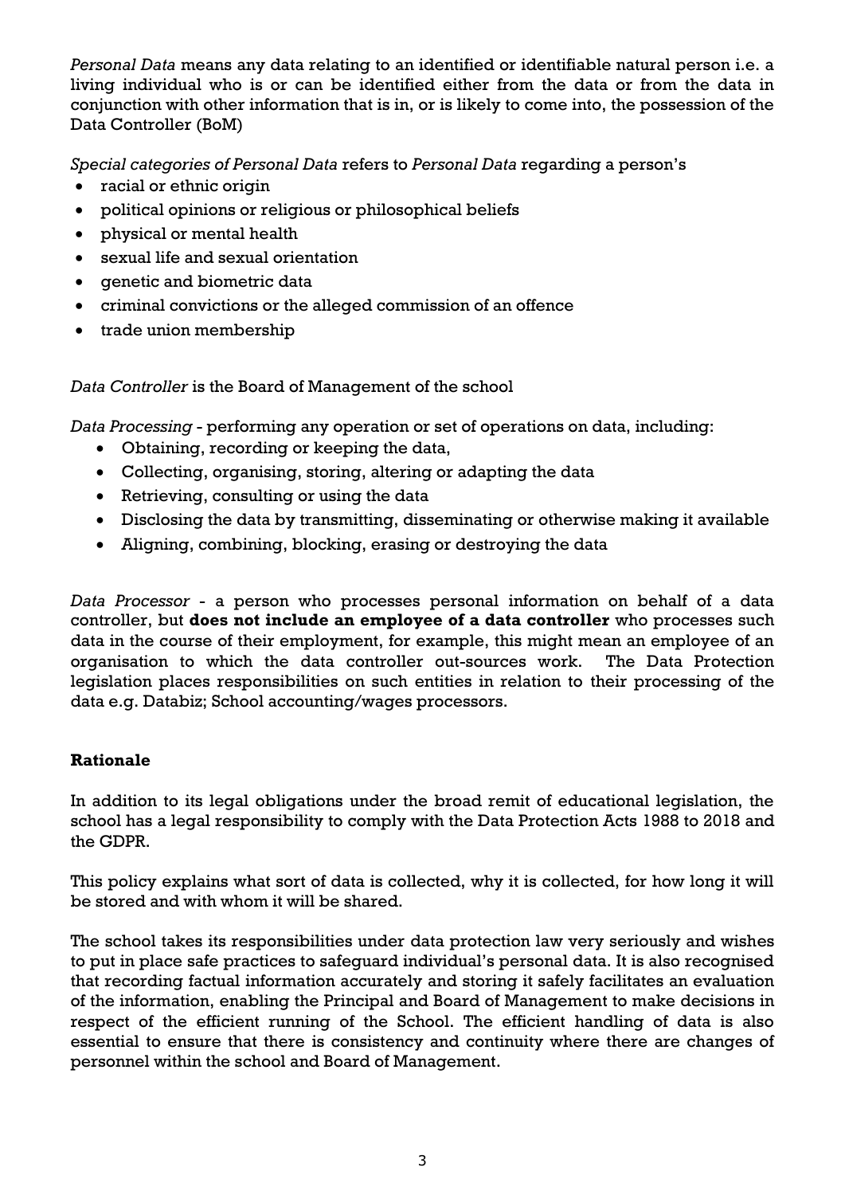*Personal Data* means any data relating to an identified or identifiable natural person i.e. a living individual who is or can be identified either from the data or from the data in conjunction with other information that is in, or is likely to come into, the possession of the Data Controller (BoM)

*Special categories of Personal Data* refers to *Personal Data* regarding a person's

- racial or ethnic origin
- political opinions or religious or philosophical beliefs
- physical or mental health
- sexual life and sexual orientation
- genetic and biometric data
- criminal convictions or the alleged commission of an offence
- trade union membership

*Data Controller* is the Board of Management of the school

*Data Processing* - performing any operation or set of operations on data, including:

- Obtaining, recording or keeping the data,
- Collecting, organising, storing, altering or adapting the data
- Retrieving, consulting or using the data
- Disclosing the data by transmitting, disseminating or otherwise making it available
- Aligning, combining, blocking, erasing or destroying the data

*Data Processor* - a person who processes personal information on behalf of a data controller, but **does not include an employee of a data controller** who processes such data in the course of their employment, for example, this might mean an employee of an organisation to which the data controller out-sources work. The Data Protection legislation places responsibilities on such entities in relation to their processing of the data e.g. Databiz; School accounting/wages processors.

**Rationale**

In addition to its legal obligations under the broad remit of educational legislation, the school has a legal responsibility to comply with the Data Protection Acts 1988 to 2018 and the GDPR.

This policy explains what sort of data is collected, why it is collected, for how long it will be stored and with whom it will be shared.

The school takes its responsibilities under data protection law very seriously and wishes to put in place safe practices to safeguard individual's personal data. It is also recognised that recording factual information accurately and storing it safely facilitates an evaluation of the information, enabling the Principal and Board of Management to make decisions in respect of the efficient running of the School. The efficient handling of data is also essential to ensure that there is consistency and continuity where there are changes of personnel within the school and Board of Management.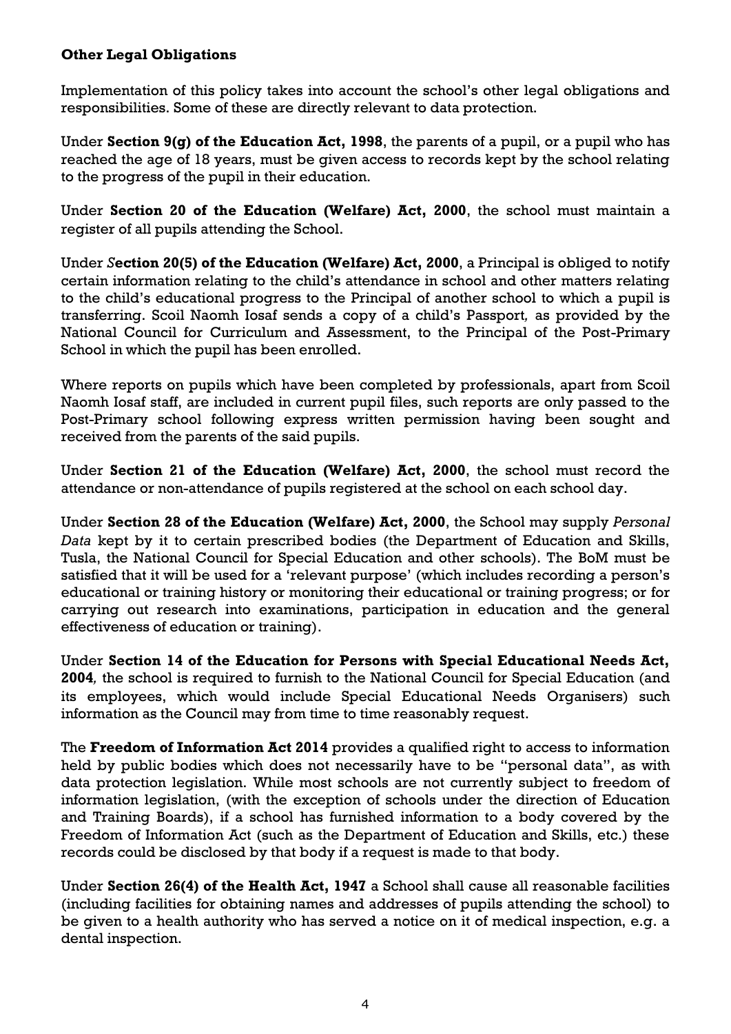**Other Legal Obligations**

Implementation of this policy takes into account the school's other legal obligations and responsibilities. Some of these are directly relevant to data protection.

Under **Section 9(g) of the Education Act, 1998**, the parents of a pupil, or a pupil who has reached the age of 18 years, must be given access to records kept by the school relating to the progress of the pupil in their education.

Under **Section 20 of the Education (Welfare) Act, 2000**, the school must maintain a register of all pupils attending the School.

Under ***S*ection 20(5) of the Education (Welfare) Act, 2000**, a Principal is obliged to notify certain information relating to the child's attendance in school and other matters relating to the child's educational progress to the Principal of another school to which a pupil is transferring. Scoil Naomh Iosaf sends a copy of a child's Passport*,* as provided by the National Council for Curriculum and Assessment, to the Principal of the Post-Primary School in which the pupil has been enrolled.

Where reports on pupils which have been completed by professionals, apart from Scoil Naomh Iosaf staff, are included in current pupil files, such reports are only passed to the Post-Primary school following express written permission having been sought and received from the parents of the said pupils.

Under **Section 21 of the Education (Welfare) Act, 2000**, the school must record the attendance or non-attendance of pupils registered at the school on each school day.

Under **Section 28 of the Education (Welfare) Act, 2000**, the School may supply *Personal Data* kept by it to certain prescribed bodies (the Department of Education and Skills, Tusla, the National Council for Special Education and other schools). The BoM must be satisfied that it will be used for a 'relevant purpose' (which includes recording a person's educational or training history or monitoring their educational or training progress; or for carrying out research into examinations, participation in education and the general effectiveness of education or training).

Under **Section 14 of the Education for Persons with Special Educational Needs Act, 2004***,* the school is required to furnish to the National Council for Special Education (and its employees, which would include Special Educational Needs Organisers) such information as the Council may from time to time reasonably request.

The **Freedom of Information Act 2014** provides a qualified right to access to information held by public bodies which does not necessarily have to be "personal data", as with data protection legislation. While most schools are not currently subject to freedom of information legislation, (with the exception of schools under the direction of Education and Training Boards), if a school has furnished information to a body covered by the Freedom of Information Act (such as the Department of Education and Skills, etc.) these records could be disclosed by that body if a request is made to that body.

Under **Section 26(4) of the Health Act, 1947** a School shall cause all reasonable facilities (including facilities for obtaining names and addresses of pupils attending the school) to be given to a health authority who has served a notice on it of medical inspection, e.g. a dental inspection.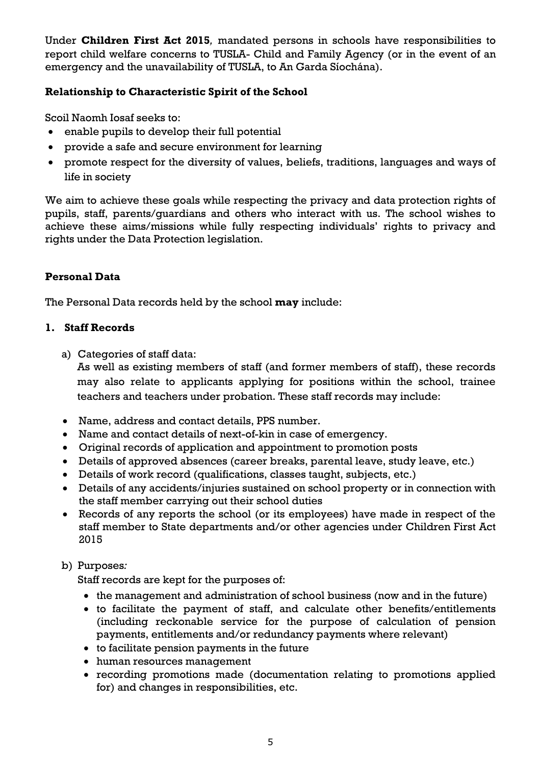Under **Children First Act 2015**, mandated persons in schools have responsibilities to report child welfare concerns to TUSLA- Child and Family Agency (or in the event of an emergency and the unavailability of TUSLA, to An Garda Síochána).

### Relationship to Characteristic Spirit of the School

Scoil Naomh Iosaf seeks to:

- enable pupils to develop their full potential
- provide a safe and secure environment for learning
- promote respect for the diversity of values, beliefs, traditions, languages and ways of life in society

We aim to achieve these goals while respecting the privacy and data protection rights of pupils, staff, parents/guardians and others who interact with us. The school wishes to achieve these aims/missions while fully respecting individuals' rights to privacy and rights under the Data Protection legislation.

### Personal Data

The Personal Data records held by the school **may** include:

#### 1. Staff Records

a) Categories of staff data:
As well as existing members of staff (and former members of staff), these records may also relate to applicants applying for positions within the school, trainee teachers and teachers under probation. These staff records may include:

- Name, address and contact details, PPS number.
- Name and contact details of next-of-kin in case of emergency.
- Original records of application and appointment to promotion posts
- Details of approved absences (career breaks, parental leave, study leave, etc.)
- Details of work record (qualifications, classes taught, subjects, etc.)
- Details of any accidents/injuries sustained on school property or in connection with the staff member carrying out their school duties
- Records of any reports the school (or its employees) have made in respect of the staff member to State departments and/or other agencies under Children First Act 2015

b) Purposes*:*
Staff records are kept for the purposes of:

- the management and administration of school business (now and in the future)
- to facilitate the payment of staff, and calculate other benefits/entitlements (including reckonable service for the purpose of calculation of pension payments, entitlements and/or redundancy payments where relevant)
- to facilitate pension payments in the future
- human resources management
- recording promotions made (documentation relating to promotions applied for) and changes in responsibilities, etc.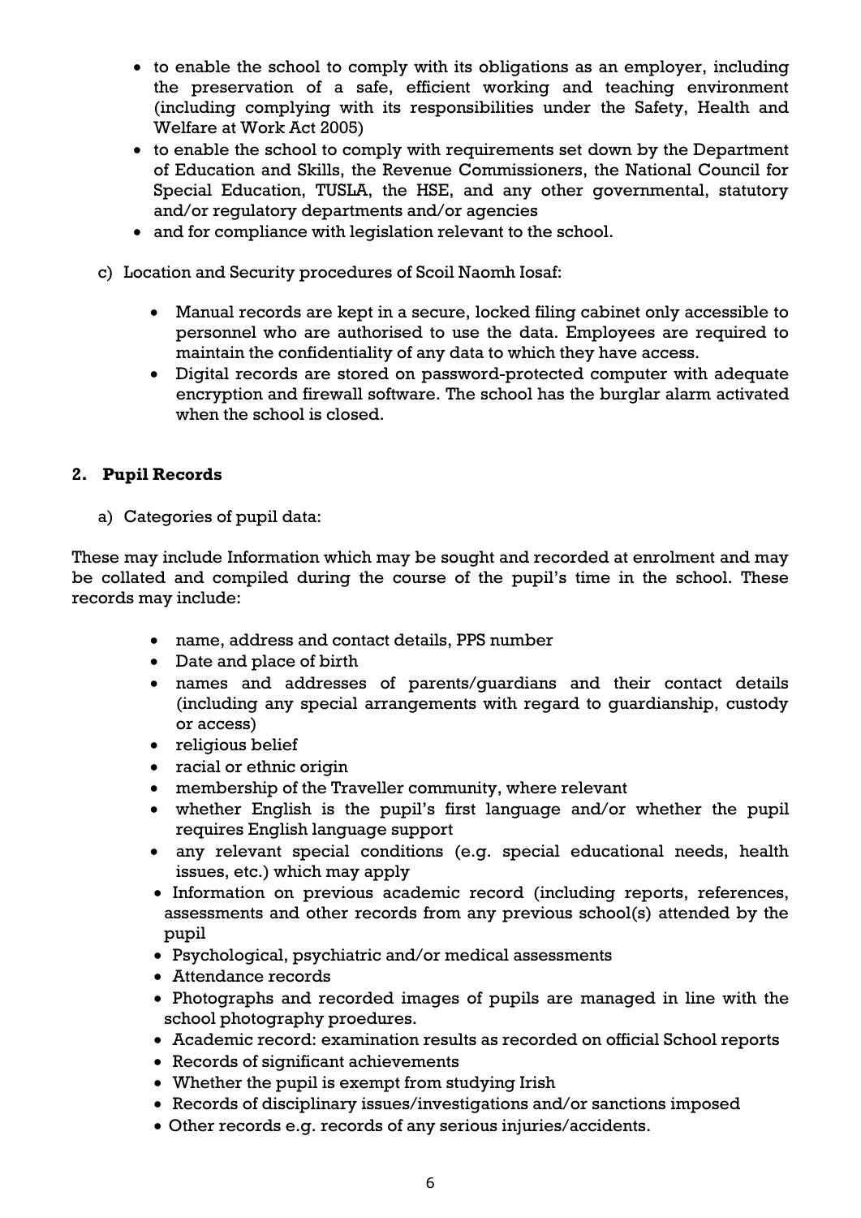- to enable the school to comply with its obligations as an employer, including the preservation of a safe, efficient working and teaching environment (including complying with its responsibilities under the Safety, Health and Welfare at Work Act 2005)
- to enable the school to comply with requirements set down by the Department of Education and Skills, the Revenue Commissioners, the National Council for Special Education, TUSLA, the HSE, and any other governmental, statutory and/or regulatory departments and/or agencies
- and for compliance with legislation relevant to the school.

c) Location and Security procedures of Scoil Naomh Iosaf:

- Manual records are kept in a secure, locked filing cabinet only accessible to personnel who are authorised to use the data. Employees are required to maintain the confidentiality of any data to which they have access.
- Digital records are stored on password-protected computer with adequate encryption and firewall software. The school has the burglar alarm activated when the school is closed.

## 2. Pupil Records

a) Categories of pupil data:

These may include Information which may be sought and recorded at enrolment and may be collated and compiled during the course of the pupil's time in the school. These records may include:

- name, address and contact details, PPS number
- Date and place of birth
- names and addresses of parents/guardians and their contact details (including any special arrangements with regard to guardianship, custody or access)
- religious belief
- racial or ethnic origin
- membership of the Traveller community, where relevant
- whether English is the pupil's first language and/or whether the pupil requires English language support
- any relevant special conditions (e.g. special educational needs, health issues, etc.) which may apply
- Information on previous academic record (including reports, references, assessments and other records from any previous school(s) attended by the pupil
- Psychological, psychiatric and/or medical assessments
- Attendance records
- Photographs and recorded images of pupils are managed in line with the school photography proedures.
- Academic record: examination results as recorded on official School reports
- Records of significant achievements
- Whether the pupil is exempt from studying Irish
- Records of disciplinary issues/investigations and/or sanctions imposed
- Other records e.g. records of any serious injuries/accidents.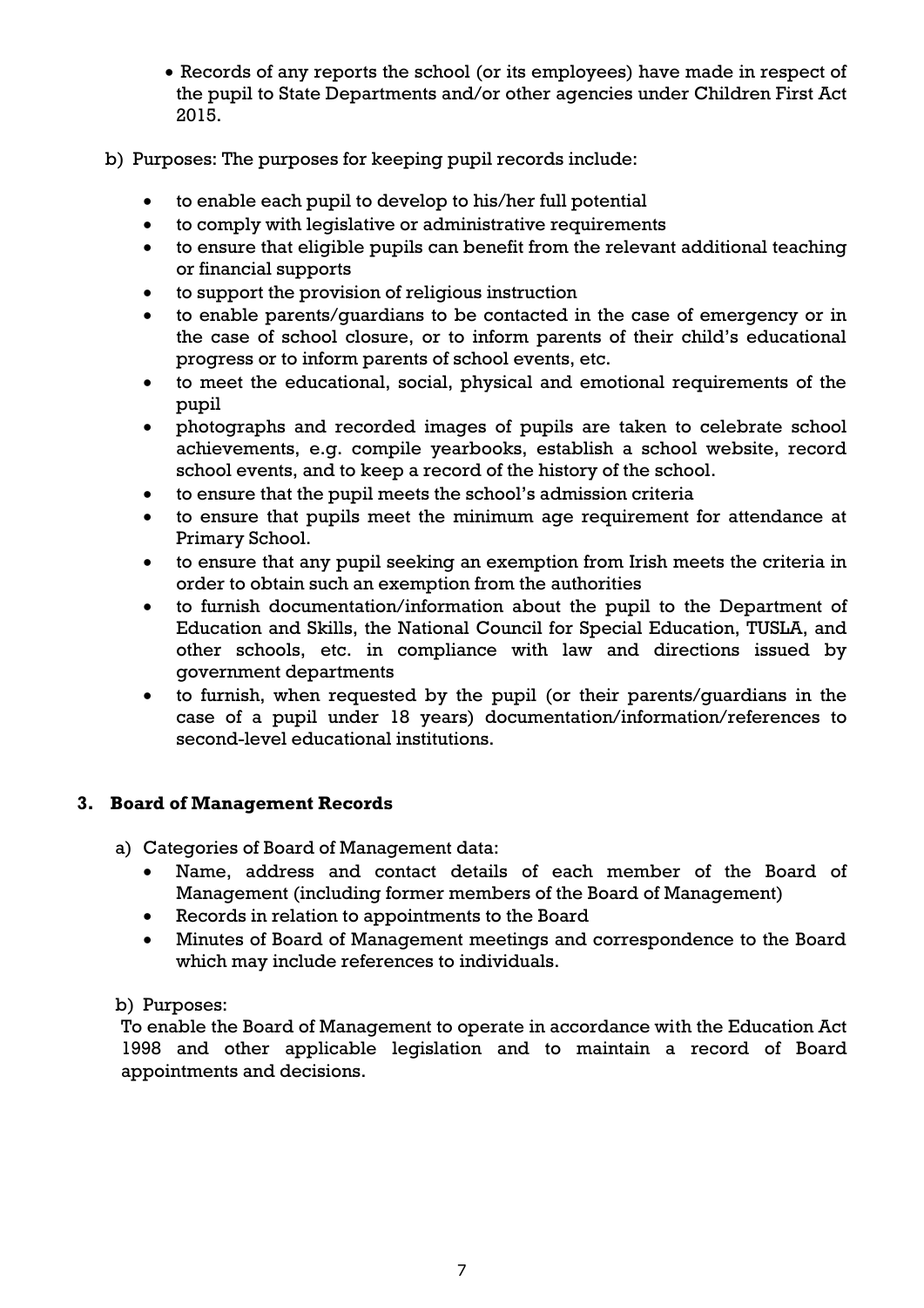- Records of any reports the school (or its employees) have made in respect of the pupil to State Departments and/or other agencies under Children First Act 2015.

b) Purposes: The purposes for keeping pupil records include:

- to enable each pupil to develop to his/her full potential
- to comply with legislative or administrative requirements
- to ensure that eligible pupils can benefit from the relevant additional teaching or financial supports
- to support the provision of religious instruction
- to enable parents/guardians to be contacted in the case of emergency or in the case of school closure, or to inform parents of their child's educational progress or to inform parents of school events, etc.
- to meet the educational, social, physical and emotional requirements of the pupil
- photographs and recorded images of pupils are taken to celebrate school achievements, e.g. compile yearbooks, establish a school website, record school events, and to keep a record of the history of the school.
- to ensure that the pupil meets the school's admission criteria
- to ensure that pupils meet the minimum age requirement for attendance at Primary School.
- to ensure that any pupil seeking an exemption from Irish meets the criteria in order to obtain such an exemption from the authorities
- to furnish documentation/information about the pupil to the Department of Education and Skills, the National Council for Special Education, TUSLA, and other schools, etc. in compliance with law and directions issued by government departments
- to furnish, when requested by the pupil (or their parents/guardians in the case of a pupil under 18 years) documentation/information/references to second-level educational institutions.

### 3. Board of Management Records

a) Categories of Board of Management data:

- Name, address and contact details of each member of the Board of Management (including former members of the Board of Management)
- Records in relation to appointments to the Board
- Minutes of Board of Management meetings and correspondence to the Board which may include references to individuals.

b) Purposes:

To enable the Board of Management to operate in accordance with the Education Act 1998 and other applicable legislation and to maintain a record of Board appointments and decisions.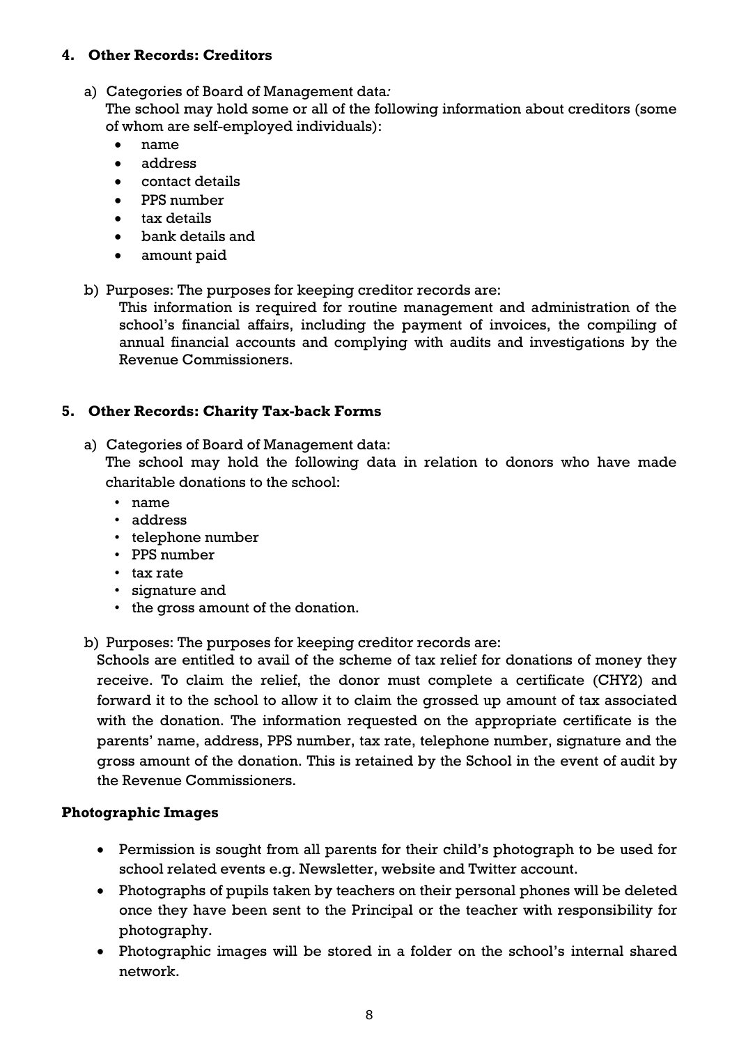### 4. Other Records: Creditors

a) Categories of Board of Management data*:*
The school may hold some or all of the following information about creditors (some of whom are self-employed individuals):
- name
- address
- contact details
- PPS number
- tax details
- bank details and
- amount paid

b) Purposes: The purposes for keeping creditor records are:
This information is required for routine management and administration of the school's financial affairs, including the payment of invoices, the compiling of annual financial accounts and complying with audits and investigations by the Revenue Commissioners.

### 5. Other Records: Charity Tax-back Forms

a) Categories of Board of Management data:
The school may hold the following data in relation to donors who have made charitable donations to the school:
- name
- address
- telephone number
- PPS number
- tax rate
- signature and
- the gross amount of the donation.

b) Purposes: The purposes for keeping creditor records are:
Schools are entitled to avail of the scheme of tax relief for donations of money they receive. To claim the relief, the donor must complete a certificate (CHY2) and forward it to the school to allow it to claim the grossed up amount of tax associated with the donation. The information requested on the appropriate certificate is the parents' name, address, PPS number, tax rate, telephone number, signature and the gross amount of the donation. This is retained by the School in the event of audit by the Revenue Commissioners.

### Photographic Images

- Permission is sought from all parents for their child's photograph to be used for school related events e.g. Newsletter, website and Twitter account.
- Photographs of pupils taken by teachers on their personal phones will be deleted once they have been sent to the Principal or the teacher with responsibility for photography.
- Photographic images will be stored in a folder on the school's internal shared network.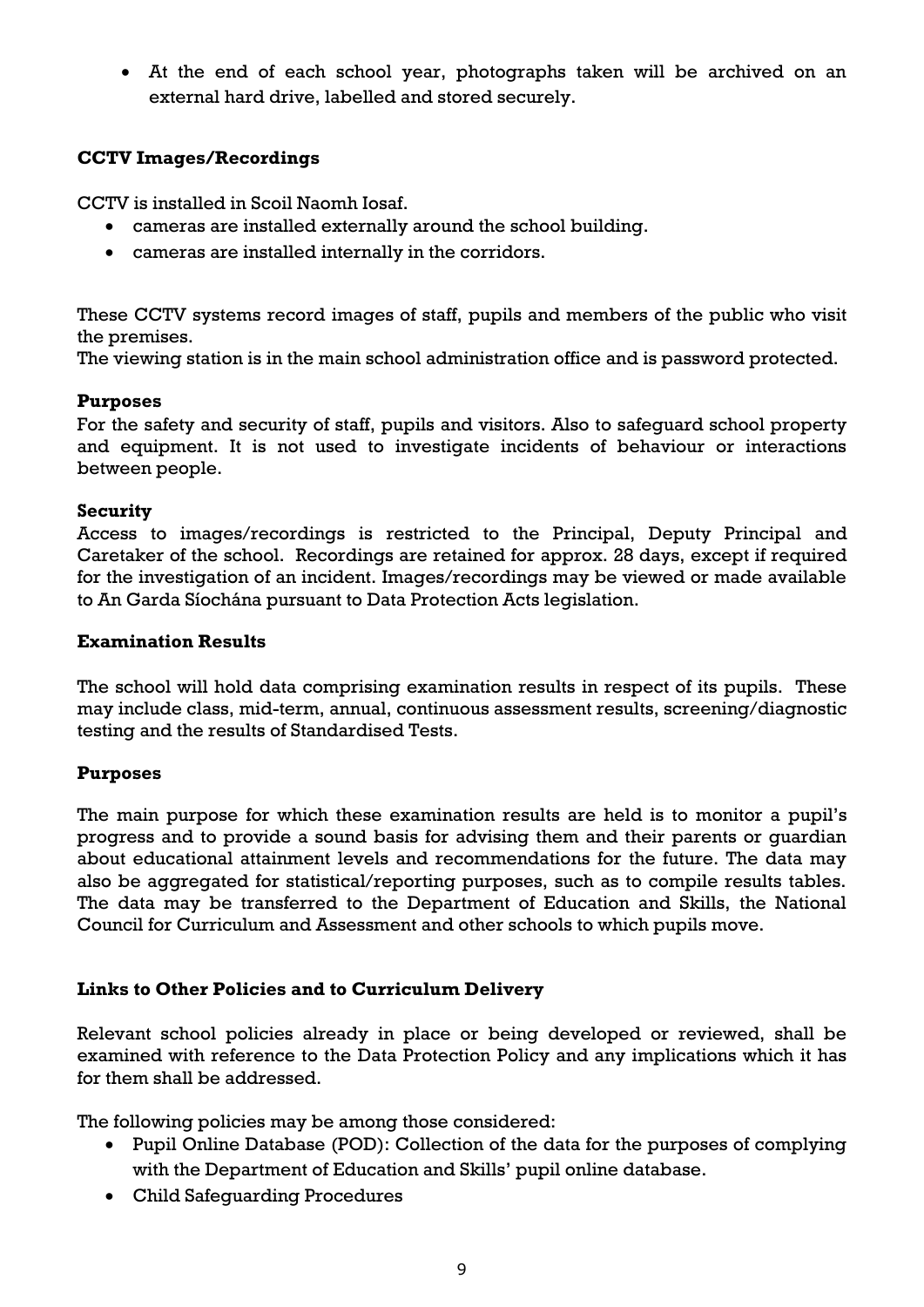- At the end of each school year, photographs taken will be archived on an external hard drive, labelled and stored securely.

### CCTV Images/Recordings

CCTV is installed in Scoil Naomh Iosaf.

- cameras are installed externally around the school building.
- cameras are installed internally in the corridors.

These CCTV systems record images of staff, pupils and members of the public who visit the premises.
The viewing station is in the main school administration office and is password protected.

**Purposes**
For the safety and security of staff, pupils and visitors. Also to safeguard school property and equipment. It is not used to investigate incidents of behaviour or interactions between people.

**Security**
Access to images/recordings is restricted to the Principal, Deputy Principal and Caretaker of the school. Recordings are retained for approx. 28 days, except if required for the investigation of an incident. Images/recordings may be viewed or made available to An Garda Síochána pursuant to Data Protection Acts legislation.

### Examination Results

The school will hold data comprising examination results in respect of its pupils. These may include class, mid-term, annual, continuous assessment results, screening/diagnostic testing and the results of Standardised Tests.

**Purposes**

The main purpose for which these examination results are held is to monitor a pupil's progress and to provide a sound basis for advising them and their parents or guardian about educational attainment levels and recommendations for the future. The data may also be aggregated for statistical/reporting purposes, such as to compile results tables. The data may be transferred to the Department of Education and Skills, the National Council for Curriculum and Assessment and other schools to which pupils move.

### Links to Other Policies and to Curriculum Delivery

Relevant school policies already in place or being developed or reviewed, shall be examined with reference to the Data Protection Policy and any implications which it has for them shall be addressed.

The following policies may be among those considered:

- Pupil Online Database (POD): Collection of the data for the purposes of complying with the Department of Education and Skills' pupil online database.
- Child Safeguarding Procedures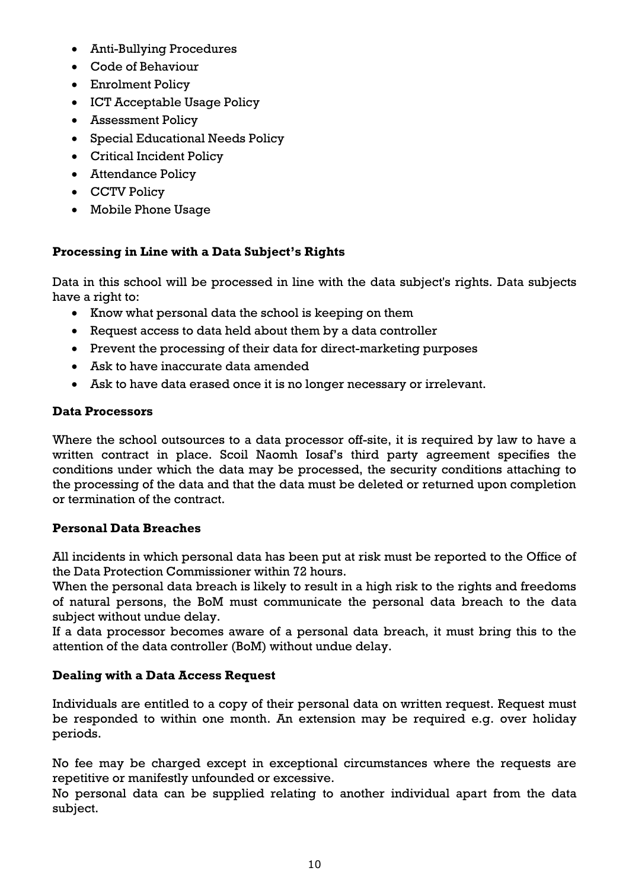- Anti-Bullying Procedures
- Code of Behaviour
- Enrolment Policy
- ICT Acceptable Usage Policy
- Assessment Policy
- Special Educational Needs Policy
- Critical Incident Policy
- Attendance Policy
- CCTV Policy
- Mobile Phone Usage

**Processing in Line with a Data Subject's Rights**

Data in this school will be processed in line with the data subject's rights. Data subjects have a right to:

- Know what personal data the school is keeping on them
- Request access to data held about them by a data controller
- Prevent the processing of their data for direct-marketing purposes
- Ask to have inaccurate data amended
- Ask to have data erased once it is no longer necessary or irrelevant.

**Data Processors**

Where the school outsources to a data processor off-site, it is required by law to have a written contract in place. Scoil Naomh Iosaf's third party agreement specifies the conditions under which the data may be processed, the security conditions attaching to the processing of the data and that the data must be deleted or returned upon completion or termination of the contract.

**Personal Data Breaches**

All incidents in which personal data has been put at risk must be reported to the Office of the Data Protection Commissioner within 72 hours.
When the personal data breach is likely to result in a high risk to the rights and freedoms of natural persons, the BoM must communicate the personal data breach to the data subject without undue delay.
If a data processor becomes aware of a personal data breach, it must bring this to the attention of the data controller (BoM) without undue delay.

**Dealing with a Data Access Request**

Individuals are entitled to a copy of their personal data on written request. Request must be responded to within one month. An extension may be required e.g. over holiday periods.

No fee may be charged except in exceptional circumstances where the requests are repetitive or manifestly unfounded or excessive.
No personal data can be supplied relating to another individual apart from the data subject.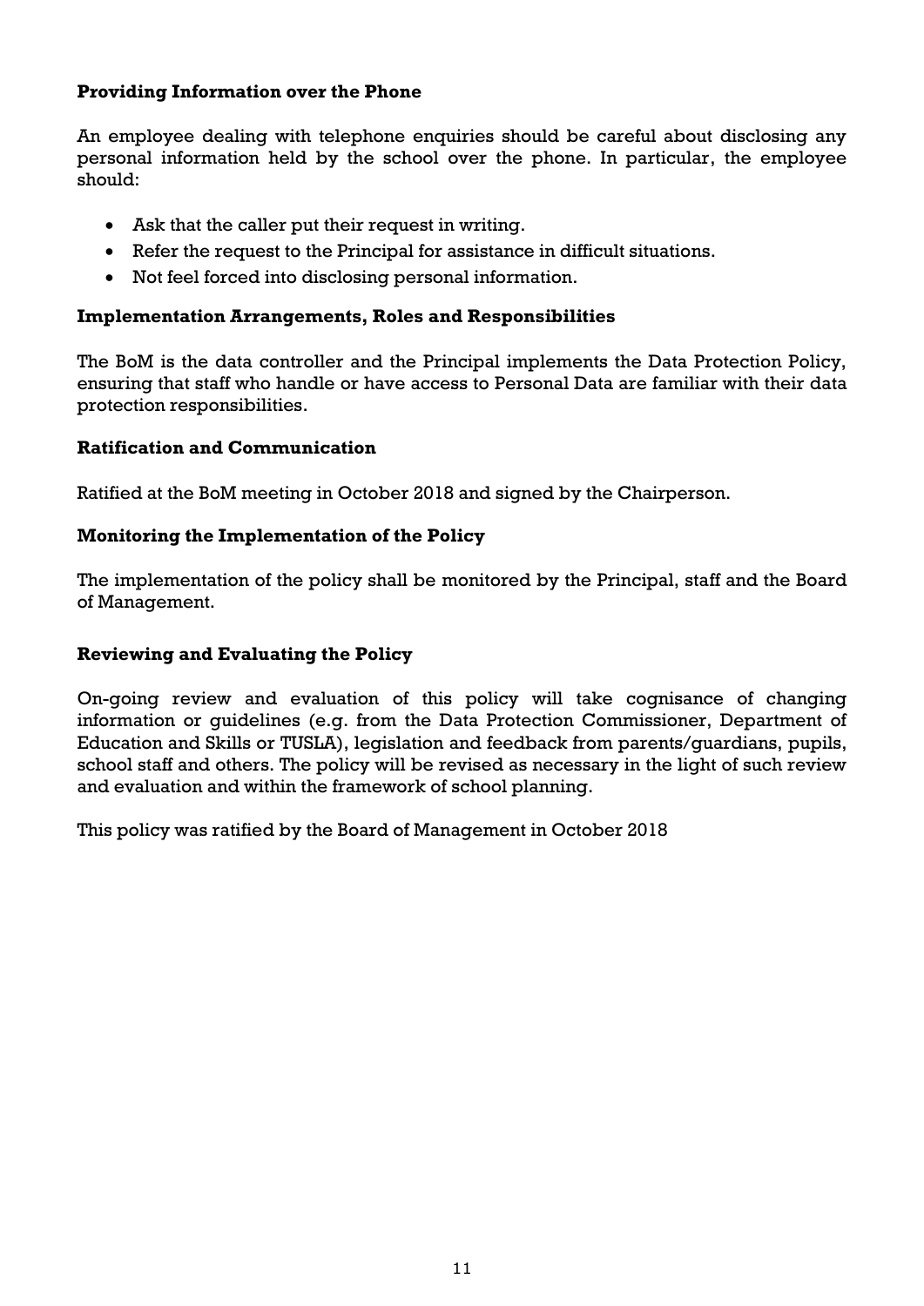**Providing Information over the Phone**

An employee dealing with telephone enquiries should be careful about disclosing any personal information held by the school over the phone. In particular, the employee should:

- Ask that the caller put their request in writing.
- Refer the request to the Principal for assistance in difficult situations.
- Not feel forced into disclosing personal information.

**Implementation Arrangements, Roles and Responsibilities**

The BoM is the data controller and the Principal implements the Data Protection Policy, ensuring that staff who handle or have access to Personal Data are familiar with their data protection responsibilities.

**Ratification and Communication**

Ratified at the BoM meeting in October 2018 and signed by the Chairperson.

**Monitoring the Implementation of the Policy**

The implementation of the policy shall be monitored by the Principal, staff and the Board of Management.

**Reviewing and Evaluating the Policy**

On-going review and evaluation of this policy will take cognisance of changing information or guidelines (e.g. from the Data Protection Commissioner, Department of Education and Skills or TUSLA), legislation and feedback from parents/guardians, pupils, school staff and others. The policy will be revised as necessary in the light of such review and evaluation and within the framework of school planning.

This policy was ratified by the Board of Management in October 2018